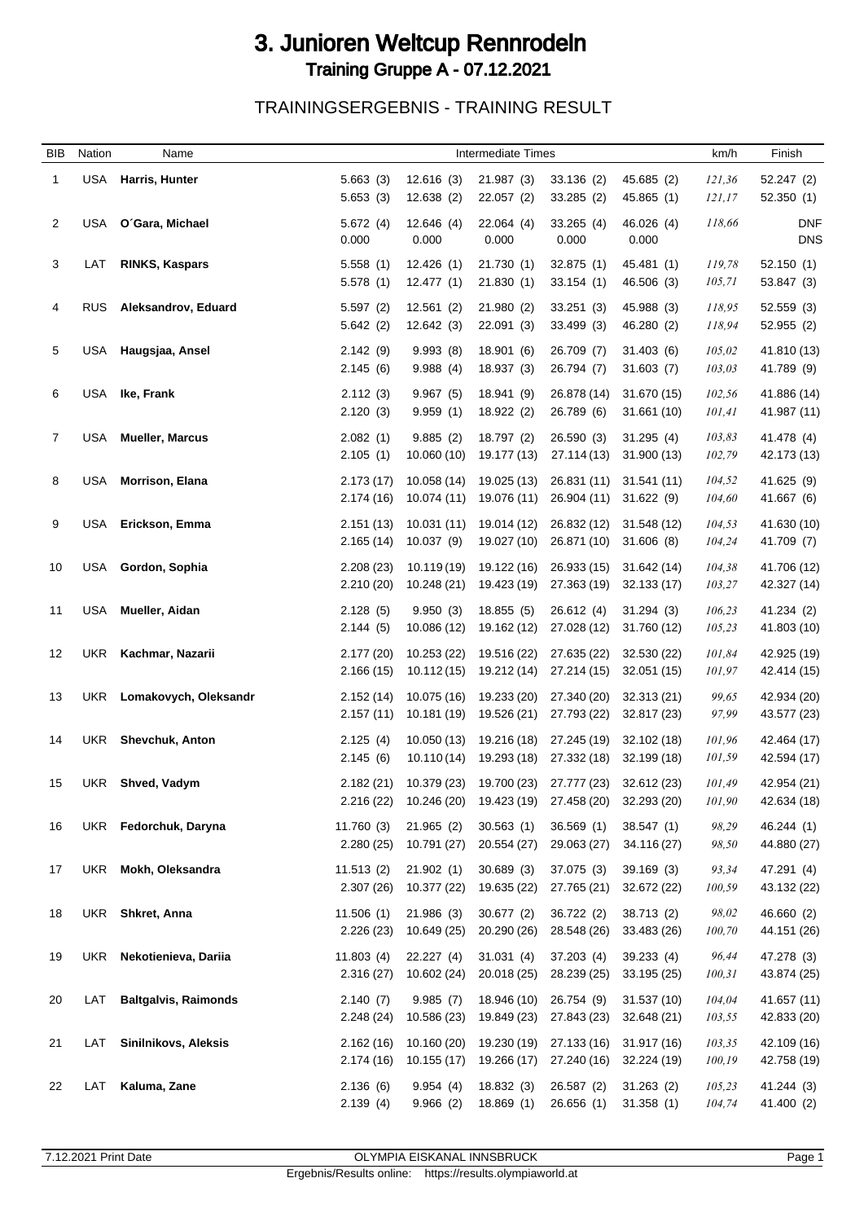# 3. Junioren Weltcup Rennrodeln

## Training Gruppe A - 07.12.2021

### TRAININGSERGEBNIS - TRAINING RESULT

| BIB | Nation | Name | Intermediate Times | | | | | km/h | Finish |
|---|---|---|---|---|---|---|---|---|---|
| 1 | USA | **Harris, Hunter** | 5.663 (3) | 12.616 (3) | 21.987 (3) | 33.136 (2) | 45.685 (2) | *121,36* | 52.247 (2) |
| | | | 5.653 (3) | 12.638 (2) | 22.057 (2) | 33.285 (2) | 45.865 (1) | *121,17* | 52.350 (1) |
| 2 | USA | **O´Gara, Michael** | 5.672 (4) | 12.646 (4) | 22.064 (4) | 33.265 (4) | 46.026 (4) | *118,66* | DNF |
| | | | 0.000 | 0.000 | 0.000 | 0.000 | 0.000 | | DNS |
| 3 | LAT | **RINKS, Kaspars** | 5.558 (1) | 12.426 (1) | 21.730 (1) | 32.875 (1) | 45.481 (1) | *119,78* | 52.150 (1) |
| | | | 5.578 (1) | 12.477 (1) | 21.830 (1) | 33.154 (1) | 46.506 (3) | *105,71* | 53.847 (3) |
| 4 | RUS | **Aleksandrov, Eduard** | 5.597 (2) | 12.561 (2) | 21.980 (2) | 33.251 (3) | 45.988 (3) | *118,95* | 52.559 (3) |
| | | | 5.642 (2) | 12.642 (3) | 22.091 (3) | 33.499 (3) | 46.280 (2) | *118,94* | 52.955 (2) |
| 5 | USA | **Haugsjaa, Ansel** | 2.142 (9) | 9.993 (8) | 18.901 (6) | 26.709 (7) | 31.403 (6) | *105,02* | 41.810 (13) |
| | | | 2.145 (6) | 9.988 (4) | 18.937 (3) | 26.794 (7) | 31.603 (7) | *103,03* | 41.789 (9) |
| 6 | USA | **Ike, Frank** | 2.112 (3) | 9.967 (5) | 18.941 (9) | 26.878 (14) | 31.670 (15) | *102,56* | 41.886 (14) |
| | | | 2.120 (3) | 9.959 (1) | 18.922 (2) | 26.789 (6) | 31.661 (10) | *101,41* | 41.987 (11) |
| 7 | USA | **Mueller, Marcus** | 2.082 (1) | 9.885 (2) | 18.797 (2) | 26.590 (3) | 31.295 (4) | *103,83* | 41.478 (4) |
| | | | 2.105 (1) | 10.060 (10) | 19.177 (13) | 27.114 (13) | 31.900 (13) | *102,79* | 42.173 (13) |
| 8 | USA | **Morrison, Elana** | 2.173 (17) | 10.058 (14) | 19.025 (13) | 26.831 (11) | 31.541 (11) | *104,52* | 41.625 (9) |
| | | | 2.174 (16) | 10.074 (11) | 19.076 (11) | 26.904 (11) | 31.622 (9) | *104,60* | 41.667 (6) |
| 9 | USA | **Erickson, Emma** | 2.151 (13) | 10.031 (11) | 19.014 (12) | 26.832 (12) | 31.548 (12) | *104,53* | 41.630 (10) |
| | | | 2.165 (14) | 10.037 (9) | 19.027 (10) | 26.871 (10) | 31.606 (8) | *104,24* | 41.709 (7) |
| 10 | USA | **Gordon, Sophia** | 2.208 (23) | 10.119 (19) | 19.122 (16) | 26.933 (15) | 31.642 (14) | *104,38* | 41.706 (12) |
| | | | 2.210 (20) | 10.248 (21) | 19.423 (19) | 27.363 (19) | 32.133 (17) | *103,27* | 42.327 (14) |
| 11 | USA | **Mueller, Aidan** | 2.128 (5) | 9.950 (3) | 18.855 (5) | 26.612 (4) | 31.294 (3) | *106,23* | 41.234 (2) |
| | | | 2.144 (5) | 10.086 (12) | 19.162 (12) | 27.028 (12) | 31.760 (12) | *105,23* | 41.803 (10) |
| 12 | UKR | **Kachmar, Nazarii** | 2.177 (20) | 10.253 (22) | 19.516 (22) | 27.635 (22) | 32.530 (22) | *101,84* | 42.925 (19) |
| | | | 2.166 (15) | 10.112 (15) | 19.212 (14) | 27.214 (15) | 32.051 (15) | *101,97* | 42.414 (15) |
| 13 | UKR | **Lomakovych, Oleksandr** | 2.152 (14) | 10.075 (16) | 19.233 (20) | 27.340 (20) | 32.313 (21) | *99,65* | 42.934 (20) |
| | | | 2.157 (11) | 10.181 (19) | 19.526 (21) | 27.793 (22) | 32.817 (23) | *97,99* | 43.577 (23) |
| 14 | UKR | **Shevchuk, Anton** | 2.125 (4) | 10.050 (13) | 19.216 (18) | 27.245 (19) | 32.102 (18) | *101,96* | 42.464 (17) |
| | | | 2.145 (6) | 10.110 (14) | 19.293 (18) | 27.332 (18) | 32.199 (18) | *101,59* | 42.594 (17) |
| 15 | UKR | **Shved, Vadym** | 2.182 (21) | 10.379 (23) | 19.700 (23) | 27.777 (23) | 32.612 (23) | *101,49* | 42.954 (21) |
| | | | 2.216 (22) | 10.246 (20) | 19.423 (19) | 27.458 (20) | 32.293 (20) | *101,90* | 42.634 (18) |
| 16 | UKR | **Fedorchuk, Daryna** | 11.760 (3) | 21.965 (2) | 30.563 (1) | 36.569 (1) | 38.547 (1) | *98,29* | 46.244 (1) |
| | | | 2.280 (25) | 10.791 (27) | 20.554 (27) | 29.063 (27) | 34.116 (27) | *98,50* | 44.880 (27) |
| 17 | UKR | **Mokh, Oleksandra** | 11.513 (2) | 21.902 (1) | 30.689 (3) | 37.075 (3) | 39.169 (3) | *93,34* | 47.291 (4) |
| | | | 2.307 (26) | 10.377 (22) | 19.635 (22) | 27.765 (21) | 32.672 (22) | *100,59* | 43.132 (22) |
| 18 | UKR | **Shkret, Anna** | 11.506 (1) | 21.986 (3) | 30.677 (2) | 36.722 (2) | 38.713 (2) | *98,02* | 46.660 (2) |
| | | | 2.226 (23) | 10.649 (25) | 20.290 (26) | 28.548 (26) | 33.483 (26) | *100,70* | 44.151 (26) |
| 19 | UKR | **Nekotienieva, Dariia** | 11.803 (4) | 22.227 (4) | 31.031 (4) | 37.203 (4) | 39.233 (4) | *96,44* | 47.278 (3) |
| | | | 2.316 (27) | 10.602 (24) | 20.018 (25) | 28.239 (25) | 33.195 (25) | *100,31* | 43.874 (25) |
| 20 | LAT | **Baltgalvis, Raimonds** | 2.140 (7) | 9.985 (7) | 18.946 (10) | 26.754 (9) | 31.537 (10) | *104,04* | 41.657 (11) |
| | | | 2.248 (24) | 10.586 (23) | 19.849 (23) | 27.843 (23) | 32.648 (21) | *103,55* | 42.833 (20) |
| 21 | LAT | **Sinilnikovs, Aleksis** | 2.162 (16) | 10.160 (20) | 19.230 (19) | 27.133 (16) | 31.917 (16) | *103,35* | 42.109 (16) |
| | | | 2.174 (16) | 10.155 (17) | 19.266 (17) | 27.240 (16) | 32.224 (19) | *100,19* | 42.758 (19) |
| 22 | LAT | **Kaluma, Zane** | 2.136 (6) | 9.954 (4) | 18.832 (3) | 26.587 (2) | 31.263 (2) | *105,23* | 41.244 (3) |
| | | | 2.139 (4) | 9.966 (2) | 18.869 (1) | 26.656 (1) | 31.358 (1) | *104,74* | 41.400 (2) |

7.12.2021 Print Date — OLYMPIA EISKANAL INNSBRUCK

Ergebnis/Results online: https://results.olympiaworld.at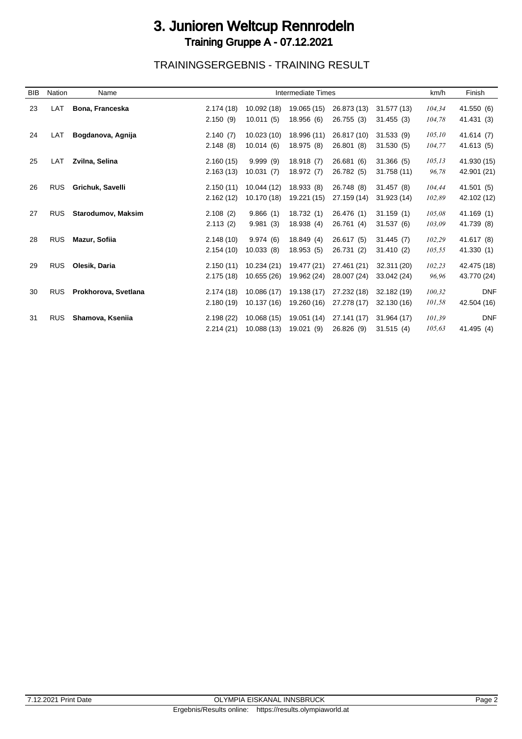# 3. Junioren Weltcup Rennrodeln

## Training Gruppe A - 07.12.2021

### TRAININGSERGEBNIS - TRAINING RESULT

| BIB | Nation | Name | Intermediate Times | | | | | km/h | Finish |
|---|---|---|---|---|---|---|---|---|---|
| 23 | LAT | **Bona, Franceska** | 2.174 (18) | 10.092 (18) | 19.065 (15) | 26.873 (13) | 31.577 (13) | *104,34* | 41.550 (6) |
| | | | 2.150 (9) | 10.011 (5) | 18.956 (6) | 26.755 (3) | 31.455 (3) | *104,78* | 41.431 (3) |
| 24 | LAT | **Bogdanova, Agnija** | 2.140 (7) | 10.023 (10) | 18.996 (11) | 26.817 (10) | 31.533 (9) | *105,10* | 41.614 (7) |
| | | | 2.148 (8) | 10.014 (6) | 18.975 (8) | 26.801 (8) | 31.530 (5) | *104,77* | 41.613 (5) |
| 25 | LAT | **Zvilna, Selina** | 2.160 (15) | 9.999 (9) | 18.918 (7) | 26.681 (6) | 31.366 (5) | *105,13* | 41.930 (15) |
| | | | 2.163 (13) | 10.031 (7) | 18.972 (7) | 26.782 (5) | 31.758 (11) | *96,78* | 42.901 (21) |
| 26 | RUS | **Grichuk, Savelli** | 2.150 (11) | 10.044 (12) | 18.933 (8) | 26.748 (8) | 31.457 (8) | *104,44* | 41.501 (5) |
| | | | 2.162 (12) | 10.170 (18) | 19.221 (15) | 27.159 (14) | 31.923 (14) | *102,89* | 42.102 (12) |
| 27 | RUS | **Starodumov, Maksim** | 2.108 (2) | 9.866 (1) | 18.732 (1) | 26.476 (1) | 31.159 (1) | *105,08* | 41.169 (1) |
| | | | 2.113 (2) | 9.981 (3) | 18.938 (4) | 26.761 (4) | 31.537 (6) | *103,09* | 41.739 (8) |
| 28 | RUS | **Mazur, Sofiia** | 2.148 (10) | 9.974 (6) | 18.849 (4) | 26.617 (5) | 31.445 (7) | *102,29* | 41.617 (8) |
| | | | 2.154 (10) | 10.033 (8) | 18.953 (5) | 26.731 (2) | 31.410 (2) | *105,55* | 41.330 (1) |
| 29 | RUS | **Olesik, Daria** | 2.150 (11) | 10.234 (21) | 19.477 (21) | 27.461 (21) | 32.311 (20) | *102,23* | 42.475 (18) |
| | | | 2.175 (18) | 10.655 (26) | 19.962 (24) | 28.007 (24) | 33.042 (24) | *96,96* | 43.770 (24) |
| 30 | RUS | **Prokhorova, Svetlana** | 2.174 (18) | 10.086 (17) | 19.138 (17) | 27.232 (18) | 32.182 (19) | *100,32* | DNF |
| | | | 2.180 (19) | 10.137 (16) | 19.260 (16) | 27.278 (17) | 32.130 (16) | *101,58* | 42.504 (16) |
| 31 | RUS | **Shamova, Kseniia** | 2.198 (22) | 10.068 (15) | 19.051 (14) | 27.141 (17) | 31.964 (17) | *101,39* | DNF |
| | | | 2.214 (21) | 10.088 (13) | 19.021 (9) | 26.826 (9) | 31.515 (4) | *105,63* | 41.495 (4) |

7.12.2021 Print Date — OLYMPIA EISKANAL INNSBRUCK

Ergebnis/Results online: https://results.olympiaworld.at